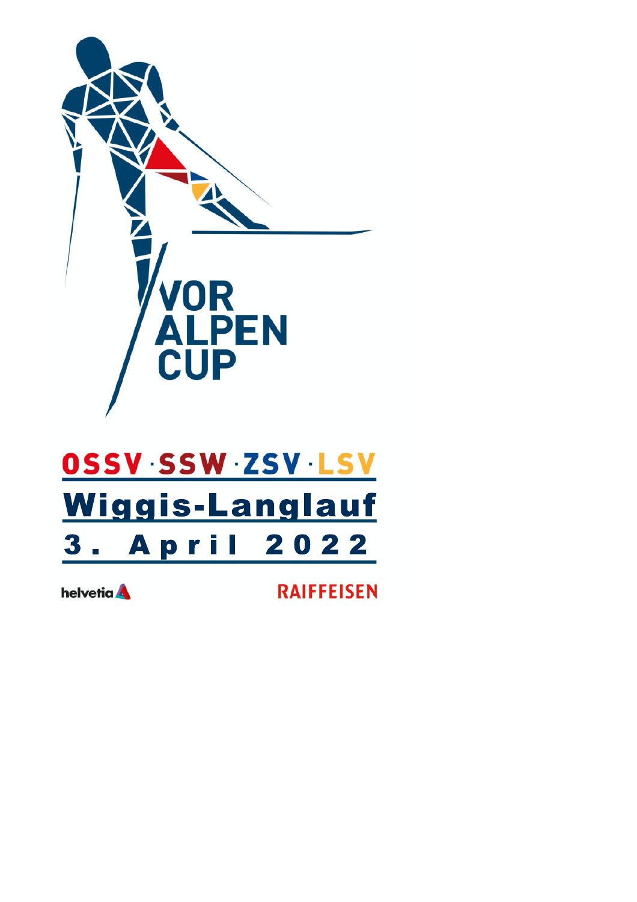VOR
ALPEN
CUP

OSSV · SSW · ZSV · LSV

# Wiggis-Langlauf

## 3. April 2022

helvetia

RAIFFEISEN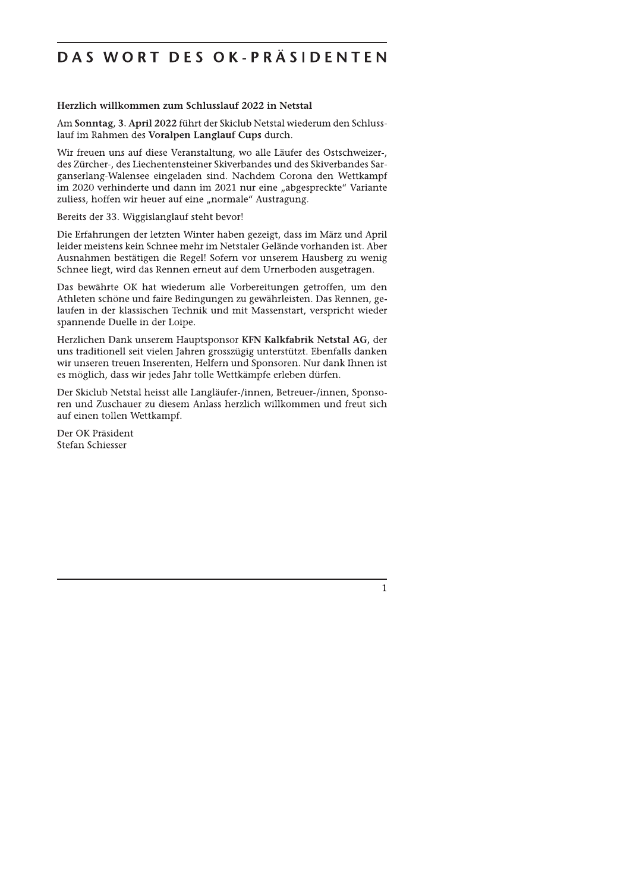# DAS WORT DES OK-PRÄSIDENTEN

**Herzlich willkommen zum Schlusslauf 2022 in Netstal**

Am **Sonntag, 3. April 2022** führt der Skiclub Netstal wiederum den Schlusslauf im Rahmen des **Voralpen Langlauf Cups** durch.

Wir freuen uns auf diese Veranstaltung, wo alle Läufer des Ostschweizer-, des Zürcher-, des Liechentensteiner Skiverbandes und des Skiverbandes Sarganserlang-Walensee eingeladen sind. Nachdem Corona den Wettkampf im 2020 verhinderte und dann im 2021 nur eine „abgespreckte" Variante zuliess, hoffen wir heuer auf eine „normale" Austragung.

Bereits der 33. Wiggislanglauf steht bevor!

Die Erfahrungen der letzten Winter haben gezeigt, dass im März und April leider meistens kein Schnee mehr im Netstaler Gelände vorhanden ist. Aber Ausnahmen bestätigen die Regel! Sofern vor unserem Hausberg zu wenig Schnee liegt, wird das Rennen erneut auf dem Urnerboden ausgetragen.

Das bewährte OK hat wiederum alle Vorbereitungen getroffen, um den Athleten schöne und faire Bedingungen zu gewährleisten. Das Rennen, gelaufen in der klassischen Technik und mit Massenstart, verspricht wieder spannende Duelle in der Loipe.

Herzlichen Dank unserem Hauptsponsor **KFN Kalkfabrik Netstal AG,** der uns traditionell seit vielen Jahren grosszügig unterstützt. Ebenfalls danken wir unseren treuen Inserenten, Helfern und Sponsoren. Nur dank Ihnen ist es möglich, dass wir jedes Jahr tolle Wettkämpfe erleben dürfen.

Der Skiclub Netstal heisst alle Langläufer-/innen, Betreuer-/innen, Sponsoren und Zuschauer zu diesem Anlass herzlich willkommen und freut sich auf einen tollen Wettkampf.

Der OK Präsident  
Stefan Schiesser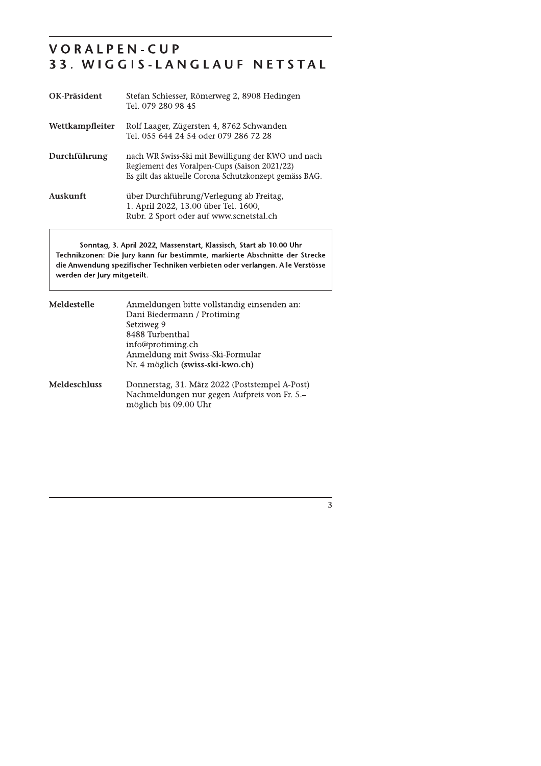# VORALPEN-CUP
# 33. WIGGIS-LANGLAUF NETSTAL

| | |
|---|---|
| **OK-Präsident** | Stefan Schiesser, Römerweg 2, 8908 Hedingen<br>Tel. 079 280 98 45 |
| **Wettkampfleiter** | Rolf Laager, Zügersten 4, 8762 Schwanden<br>Tel. 055 644 24 54 oder 079 286 72 28 |
| **Durchführung** | nach WR Swiss-Ski mit Bewilligung der KWO und nach Reglement des Voralpen-Cups (Saison 2021/22)<br>Es gilt das aktuelle Corona-Schutzkonzept gemäss BAG. |
| **Auskunft** | über Durchführung/Verlegung ab Freitag, 1. April 2022, 13.00 über Tel. 1600, Rubr. 2 Sport oder auf www.scnetstal.ch |

**Sonntag, 3. April 2022, Massenstart, Klassisch, Start ab 10.00 Uhr**
**Technikzonen: Die Jury kann für bestimmte, markierte Abschnitte der Strecke die Anwendung spezifischer Techniken verbieten oder verlangen. Alle Verstösse werden der Jury mitgeteilt.**

| | |
|---|---|
| **Meldestelle** | Anmeldungen bitte vollständig einsenden an:<br>Dani Biedermann / Protiming<br>Setziweg 9<br>8488 Turbenthal<br>info@protiming.ch<br>Anmeldung mit Swiss-Ski-Formular Nr. 4 möglich **(swiss-ski-kwo.ch)** |
| **Meldeschluss** | Donnerstag, 31. März 2022 (Poststempel A-Post)<br>Nachmeldungen nur gegen Aufpreis von Fr. 5.– möglich bis 09.00 Uhr |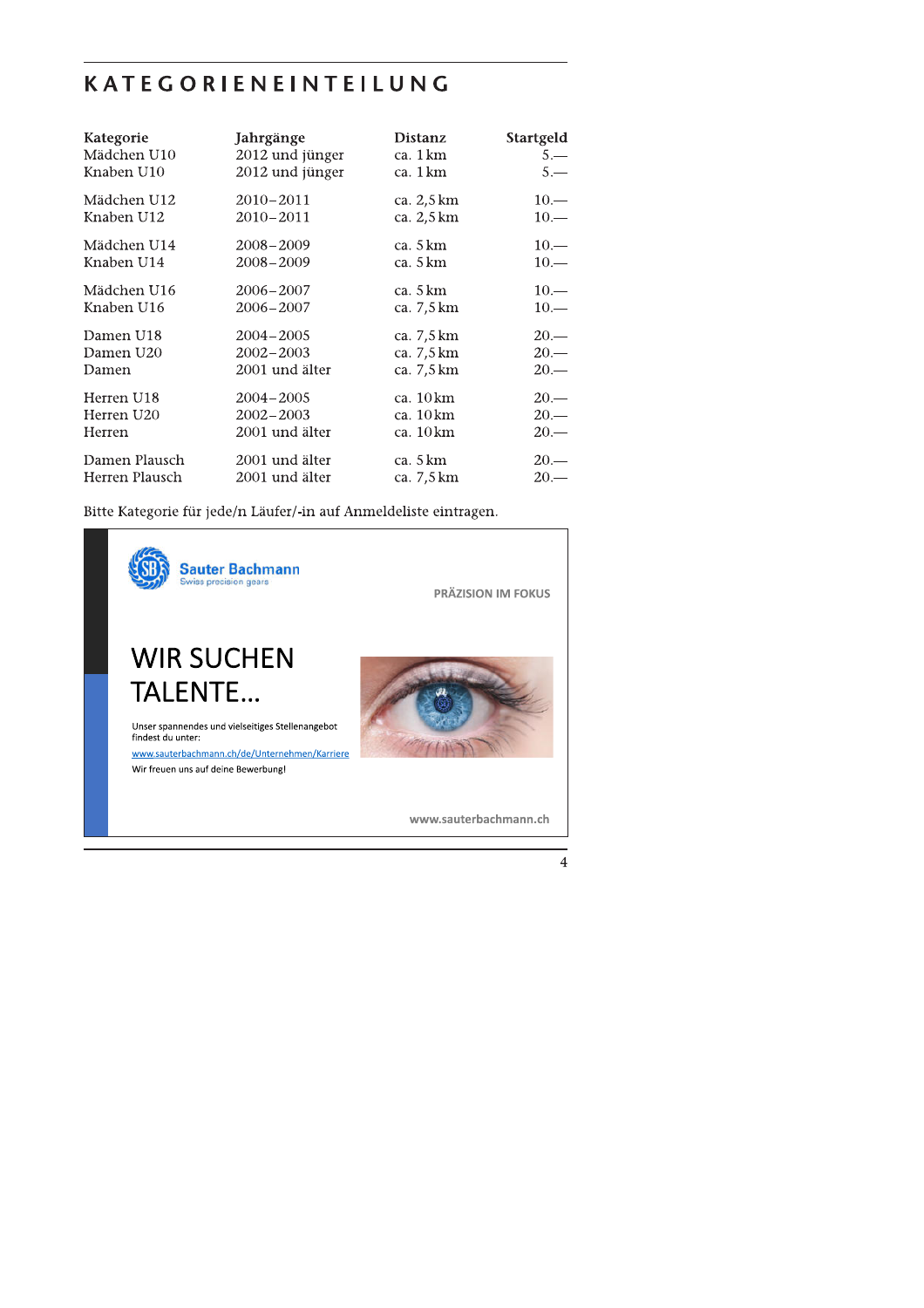# KATEGORIENEINTEILUNG

| Kategorie | Jahrgänge | Distanz | Startgeld |
|---|---|---|---|
| Mädchen U10 | 2012 und jünger | ca. 1 km | 5.— |
| Knaben U10 | 2012 und jünger | ca. 1 km | 5.— |
| Mädchen U12 | 2010–2011 | ca. 2,5 km | 10.— |
| Knaben U12 | 2010–2011 | ca. 2,5 km | 10.— |
| Mädchen U14 | 2008–2009 | ca. 5 km | 10.— |
| Knaben U14 | 2008–2009 | ca. 5 km | 10.— |
| Mädchen U16 | 2006–2007 | ca. 5 km | 10.— |
| Knaben U16 | 2006–2007 | ca. 7,5 km | 10.— |
| Damen U18 | 2004–2005 | ca. 7,5 km | 20.— |
| Damen U20 | 2002–2003 | ca. 7,5 km | 20.— |
| Damen | 2001 und älter | ca. 7,5 km | 20.— |
| Herren U18 | 2004–2005 | ca. 10 km | 20.— |
| Herren U20 | 2002–2003 | ca. 10 km | 20.— |
| Herren | 2001 und älter | ca. 10 km | 20.— |
| Damen Plausch | 2001 und älter | ca. 5 km | 20.— |
| Herren Plausch | 2001 und älter | ca. 7,5 km | 20.— |

Bitte Kategorie für jede/n Läufer/-in auf Anmeldeliste eintragen.

Sauter Bachmann
Swiss precision gears

PRÄZISION IM FOKUS

WIR SUCHEN TALENTE...

Unser spannendes und vielseitiges Stellenangebot findest du unter:

www.sauterbachmann.ch/de/Unternehmen/Karriere

Wir freuen uns auf deine Bewerbung!

www.sauterbachmann.ch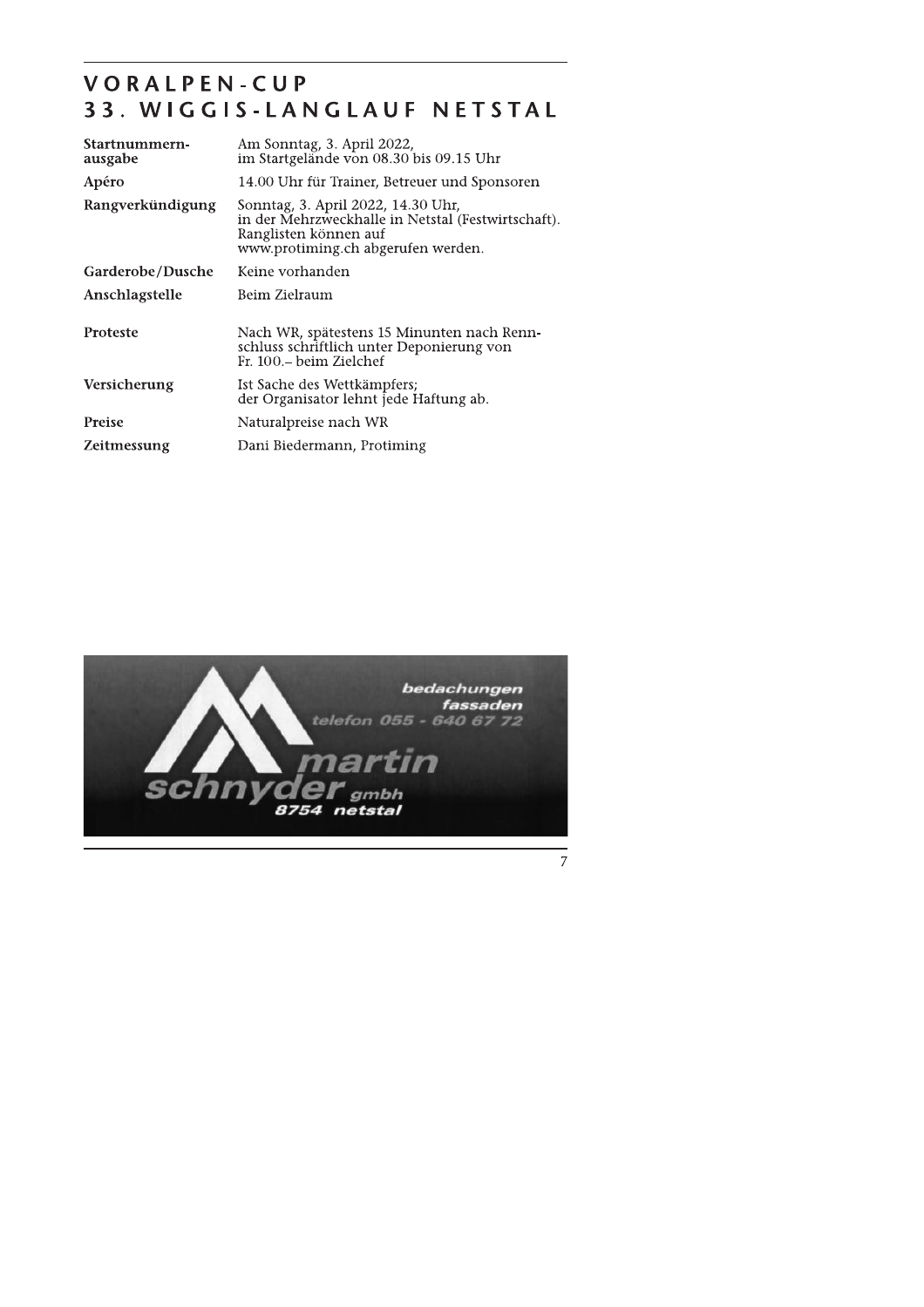# VORALPEN-CUP
# 33. WIGGIS-LANGLAUF NETSTAL

| | |
|---|---|
| **Startnummern-ausgabe** | Am Sonntag, 3. April 2022, im Startgelände von 08.30 bis 09.15 Uhr |
| **Apéro** | 14.00 Uhr für Trainer, Betreuer und Sponsoren |
| **Rangverkündigung** | Sonntag, 3. April 2022, 14.30 Uhr, in der Mehrzweckhalle in Netstal (Festwirtschaft). Ranglisten können auf www.protiming.ch abgerufen werden. |
| **Garderobe/Dusche** | Keine vorhanden |
| **Anschlagstelle** | Beim Zielraum |
| **Proteste** | Nach WR, spätestens 15 Minunten nach Renn-schluss schriftlich unter Deponierung von Fr. 100.– beim Zielchef |
| **Versicherung** | Ist Sache des Wettkämpfers; der Organisator lehnt jede Haftung ab. |
| **Preise** | Naturalpreise nach WR |
| **Zeitmessung** | Dani Biedermann, Protiming |

bedachungen
fassaden
telefon 055 - 640 67 72
martin schnyder gmbh
8754 netstal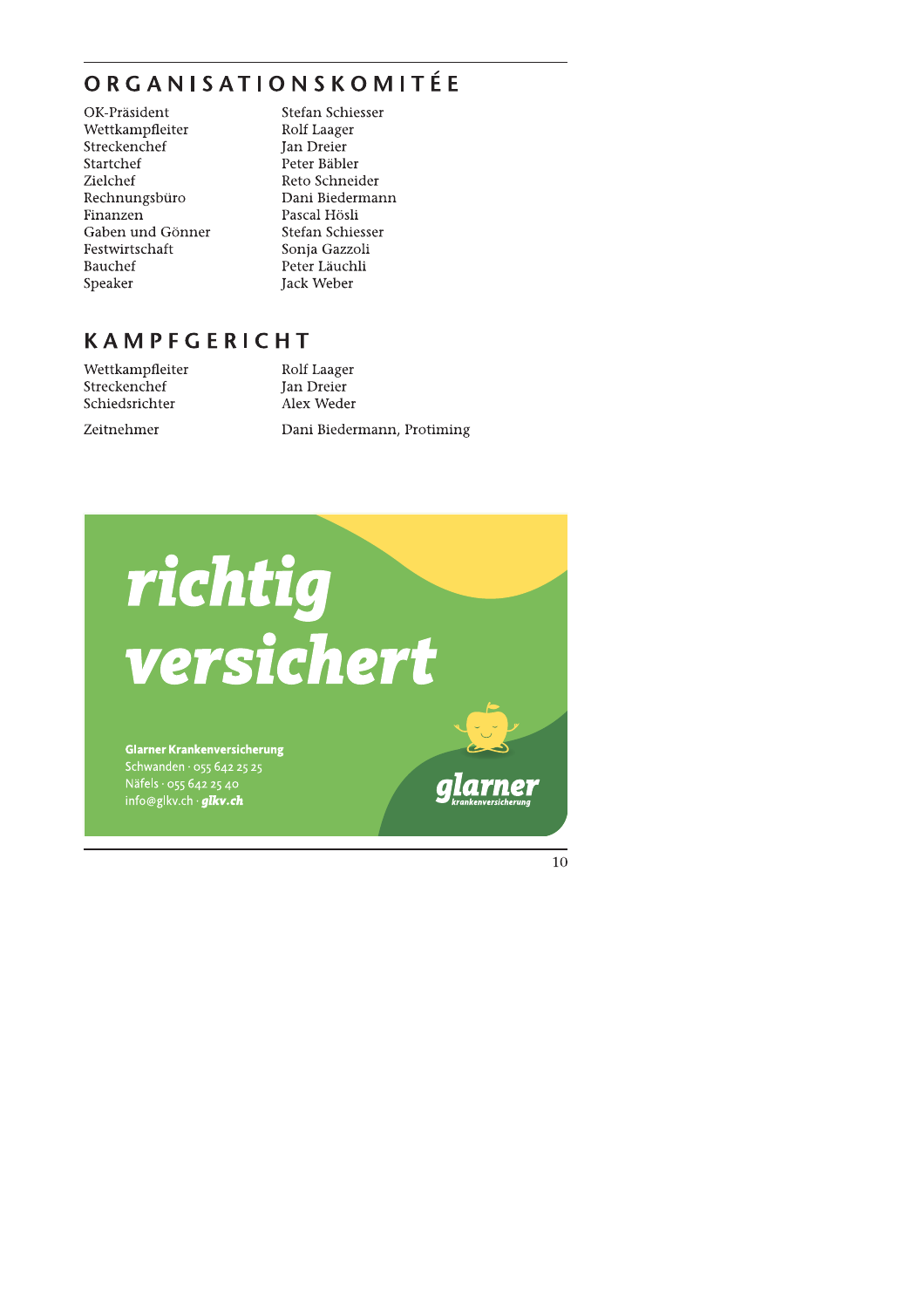## ORGANISATIONSKOMITÉE

| | |
|---|---|
| OK-Präsident | Stefan Schiesser |
| Wettkampfleiter | Rolf Laager |
| Streckenchef | Jan Dreier |
| Startchef | Peter Bäbler |
| Zielchef | Reto Schneider |
| Rechnungsbüro | Dani Biedermann |
| Finanzen | Pascal Hösli |
| Gaben und Gönner | Stefan Schiesser |
| Festwirtschaft | Sonja Gazzoli |
| Bauchef | Peter Läuchli |
| Speaker | Jack Weber |

## KAMPFGERICHT

| | |
|---|---|
| Wettkampfleiter | Rolf Laager |
| Streckenchef | Jan Dreier |
| Schiedsrichter | Alex Weder |
| Zeitnehmer | Dani Biedermann, Protiming |

richtig versichert

**Glarner Krankenversicherung**
Schwanden · 055 642 25 25
Näfels · 055 642 25 40
info@glkv.ch · glkv.ch

glarner krankenversicherung